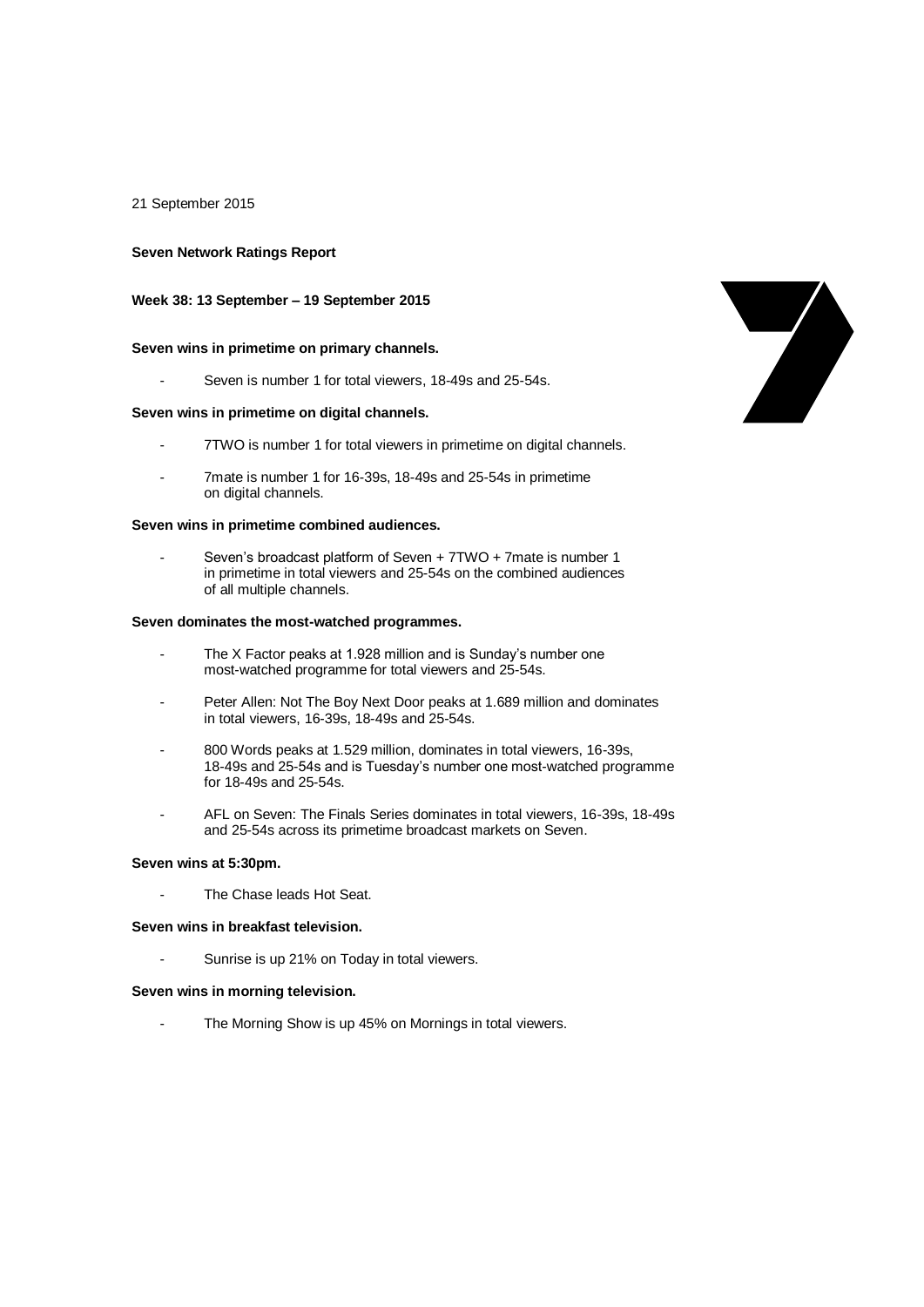21 September 2015

**Seven Network Ratings Report**

**Week 38: 13 September – 19 September 2015**

**Seven wins in primetime on primary channels.**

- Seven is number 1 for total viewers, 18-49s and 25-54s.

**Seven wins in primetime on digital channels.**

- 7TWO is number 1 for total viewers in primetime on digital channels.
- 7mate is number 1 for 16-39s, 18-49s and 25-54s in primetime on digital channels.

**Seven wins in primetime combined audiences.**

- Seven's broadcast platform of Seven + 7TWO + 7mate is number 1 in primetime in total viewers and 25-54s on the combined audiences of all multiple channels.

**Seven dominates the most-watched programmes.**

- The X Factor peaks at 1.928 million and is Sunday's number one most-watched programme for total viewers and 25-54s.
- Peter Allen: Not The Boy Next Door peaks at 1.689 million and dominates in total viewers, 16-39s, 18-49s and 25-54s.
- 800 Words peaks at 1.529 million, dominates in total viewers, 16-39s, 18-49s and 25-54s and is Tuesday's number one most-watched programme for 18-49s and 25-54s.
- AFL on Seven: The Finals Series dominates in total viewers, 16-39s, 18-49s and 25-54s across its primetime broadcast markets on Seven.

**Seven wins at 5:30pm.**

- The Chase leads Hot Seat.

**Seven wins in breakfast television.**

- Sunrise is up 21% on Today in total viewers.

**Seven wins in morning television.**

- The Morning Show is up 45% on Mornings in total viewers.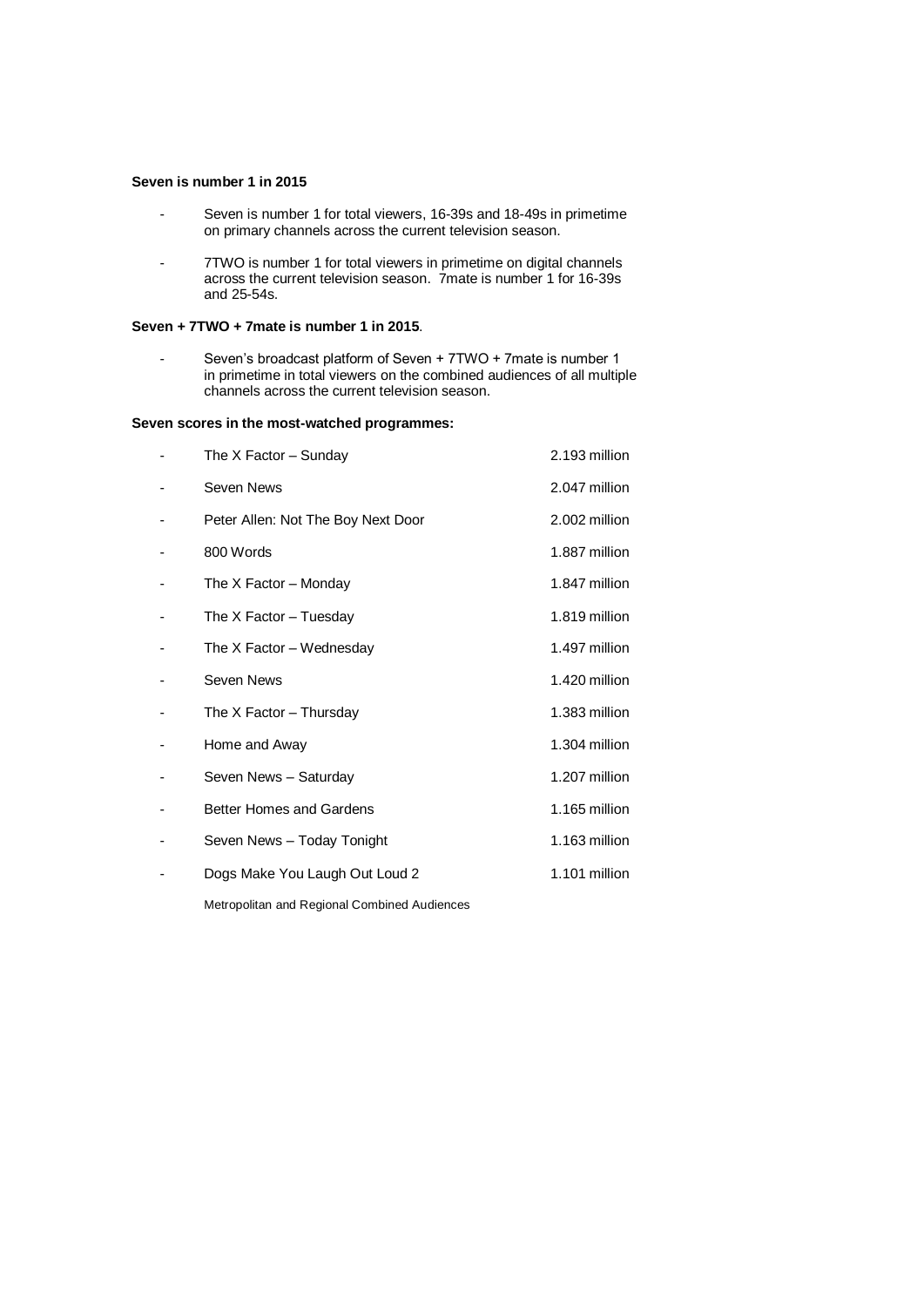**Seven is number 1 in 2015**

- Seven is number 1 for total viewers, 16-39s and 18-49s in primetime on primary channels across the current television season.
- 7TWO is number 1 for total viewers in primetime on digital channels across the current television season. 7mate is number 1 for 16-39s and 25-54s.

**Seven + 7TWO + 7mate is number 1 in 2015**.

- Seven's broadcast platform of Seven + 7TWO + 7mate is number 1 in primetime in total viewers on the combined audiences of all multiple channels across the current television season.

**Seven scores in the most-watched programmes:**

| Programme | Audience |
|---|---|
| The X Factor – Sunday | 2.193 million |
| Seven News | 2.047 million |
| Peter Allen: Not The Boy Next Door | 2.002 million |
| 800 Words | 1.887 million |
| The X Factor – Monday | 1.847 million |
| The X Factor – Tuesday | 1.819 million |
| The X Factor – Wednesday | 1.497 million |
| Seven News | 1.420 million |
| The X Factor – Thursday | 1.383 million |
| Home and Away | 1.304 million |
| Seven News – Saturday | 1.207 million |
| Better Homes and Gardens | 1.165 million |
| Seven News – Today Tonight | 1.163 million |
| Dogs Make You Laugh Out Loud 2 | 1.101 million |

Metropolitan and Regional Combined Audiences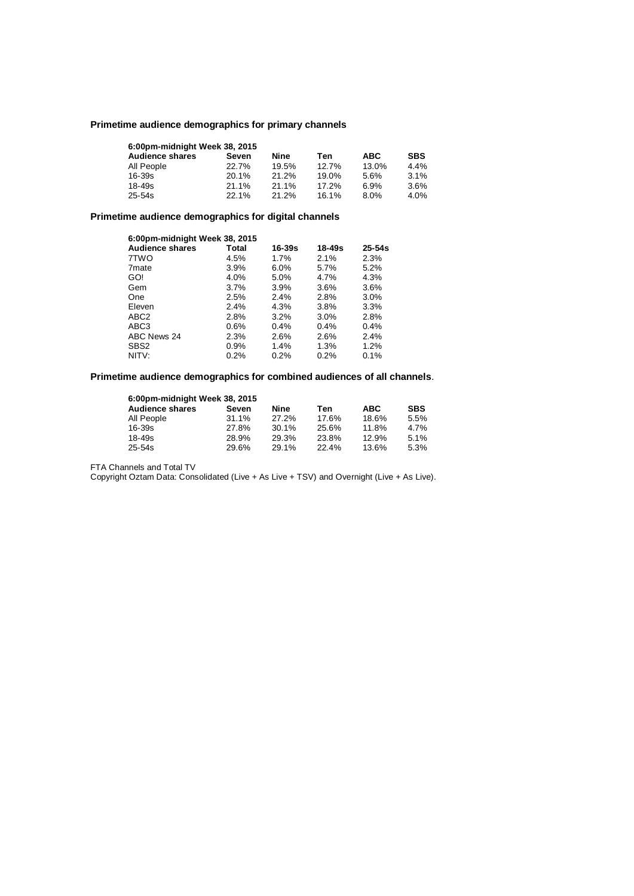**Primetime audience demographics for primary channels**

| 6:00pm-midnight Week 38, 2015 | | | | | |
|---|---|---|---|---|---|
| **Audience shares** | **Seven** | **Nine** | **Ten** | **ABC** | **SBS** |
| All People | 22.7% | 19.5% | 12.7% | 13.0% | 4.4% |
| 16-39s | 20.1% | 21.2% | 19.0% | 5.6% | 3.1% |
| 18-49s | 21.1% | 21.1% | 17.2% | 6.9% | 3.6% |
| 25-54s | 22.1% | 21.2% | 16.1% | 8.0% | 4.0% |

**Primetime audience demographics for digital channels**

| 6:00pm-midnight Week 38, 2015 | | | | |
|---|---|---|---|---|
| **Audience shares** | **Total** | **16-39s** | **18-49s** | **25-54s** |
| 7TWO | 4.5% | 1.7% | 2.1% | 2.3% |
| 7mate | 3.9% | 6.0% | 5.7% | 5.2% |
| GO! | 4.0% | 5.0% | 4.7% | 4.3% |
| Gem | 3.7% | 3.9% | 3.6% | 3.6% |
| One | 2.5% | 2.4% | 2.8% | 3.0% |
| Eleven | 2.4% | 4.3% | 3.8% | 3.3% |
| ABC2 | 2.8% | 3.2% | 3.0% | 2.8% |
| ABC3 | 0.6% | 0.4% | 0.4% | 0.4% |
| ABC News 24 | 2.3% | 2.6% | 2.6% | 2.4% |
| SBS2 | 0.9% | 1.4% | 1.3% | 1.2% |
| NITV: | 0.2% | 0.2% | 0.2% | 0.1% |

**Primetime audience demographics for combined audiences of all channels**.

| 6:00pm-midnight Week 38, 2015 | | | | | |
|---|---|---|---|---|---|
| **Audience shares** | **Seven** | **Nine** | **Ten** | **ABC** | **SBS** |
| All People | 31.1% | 27.2% | 17.6% | 18.6% | 5.5% |
| 16-39s | 27.8% | 30.1% | 25.6% | 11.8% | 4.7% |
| 18-49s | 28.9% | 29.3% | 23.8% | 12.9% | 5.1% |
| 25-54s | 29.6% | 29.1% | 22.4% | 13.6% | 5.3% |

FTA Channels and Total TV

Copyright Oztam Data: Consolidated (Live + As Live + TSV) and Overnight (Live + As Live).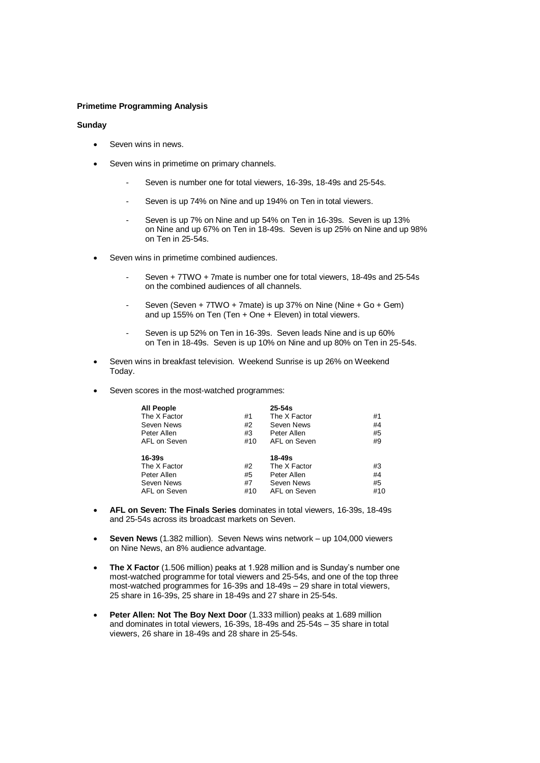**Primetime Programming Analysis**

**Sunday**

- Seven wins in news.
- Seven wins in primetime on primary channels.
    - Seven is number one for total viewers, 16-39s, 18-49s and 25-54s.
    - Seven is up 74% on Nine and up 194% on Ten in total viewers.
    - Seven is up 7% on Nine and up 54% on Ten in 16-39s. Seven is up 13% on Nine and up 67% on Ten in 18-49s. Seven is up 25% on Nine and up 98% on Ten in 25-54s.
- Seven wins in primetime combined audiences.
    - Seven + 7TWO + 7mate is number one for total viewers, 18-49s and 25-54s on the combined audiences of all channels.
    - Seven (Seven + 7TWO + 7mate) is up 37% on Nine (Nine + Go + Gem) and up 155% on Ten (Ten + One + Eleven) in total viewers.
    - Seven is up 52% on Ten in 16-39s. Seven leads Nine and is up 60% on Ten in 18-49s. Seven is up 10% on Nine and up 80% on Ten in 25-54s.
- Seven wins in breakfast television. Weekend Sunrise is up 26% on Weekend Today.
- Seven scores in the most-watched programmes:

| **All People** | | **25-54s** | |
|---|---|---|---|
| The X Factor | #1 | The X Factor | #1 |
| Seven News | #2 | Seven News | #4 |
| Peter Allen | #3 | Peter Allen | #5 |
| AFL on Seven | #10 | AFL on Seven | #9 |
| **16-39s** | | **18-49s** | |
| The X Factor | #2 | The X Factor | #3 |
| Peter Allen | #5 | Peter Allen | #4 |
| Seven News | #7 | Seven News | #5 |
| AFL on Seven | #10 | AFL on Seven | #10 |

- **AFL on Seven: The Finals Series** dominates in total viewers, 16-39s, 18-49s and 25-54s across its broadcast markets on Seven.
- **Seven News** (1.382 million). Seven News wins network – up 104,000 viewers on Nine News, an 8% audience advantage.
- **The X Factor** (1.506 million) peaks at 1.928 million and is Sunday's number one most-watched programme for total viewers and 25-54s, and one of the top three most-watched programmes for 16-39s and 18-49s – 29 share in total viewers, 25 share in 16-39s, 25 share in 18-49s and 27 share in 25-54s.
- **Peter Allen: Not The Boy Next Door** (1.333 million) peaks at 1.689 million and dominates in total viewers, 16-39s, 18-49s and 25-54s – 35 share in total viewers, 26 share in 18-49s and 28 share in 25-54s.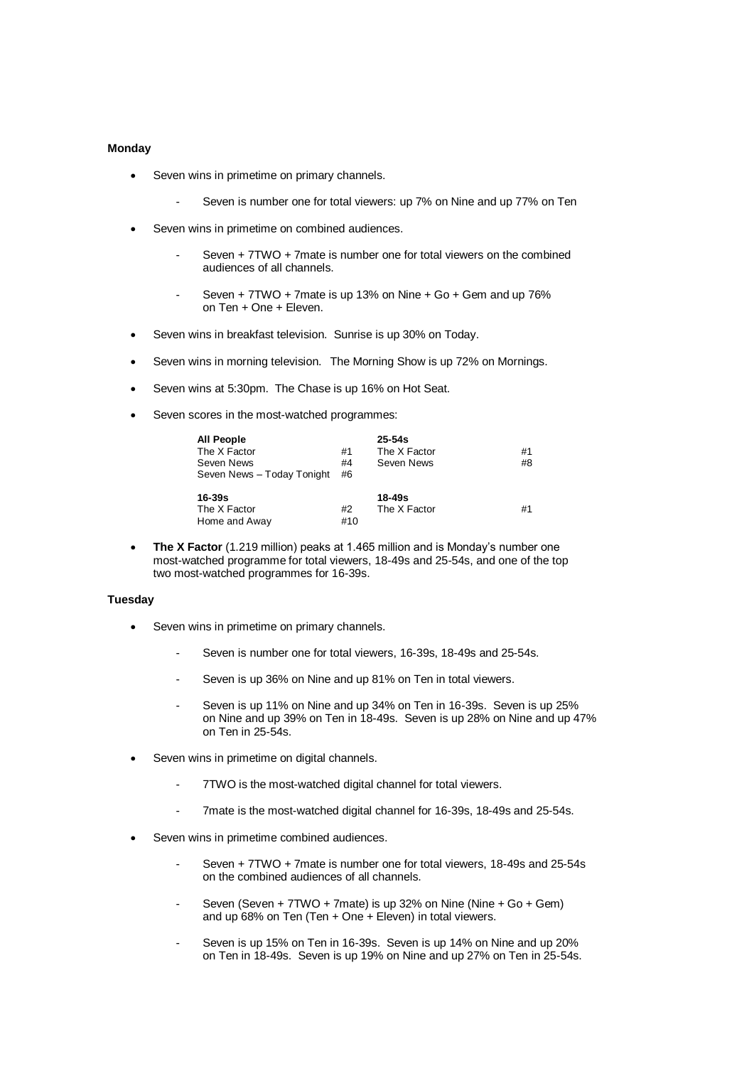**Monday**

- Seven wins in primetime on primary channels.
  - Seven is number one for total viewers: up 7% on Nine and up 77% on Ten
- Seven wins in primetime on combined audiences.
  - Seven + 7TWO + 7mate is number one for total viewers on the combined audiences of all channels.
  - Seven + 7TWO + 7mate is up 13% on Nine + Go + Gem and up 76% on Ten + One + Eleven.
- Seven wins in breakfast television. Sunrise is up 30% on Today.
- Seven wins in morning television. The Morning Show is up 72% on Mornings.
- Seven wins at 5:30pm. The Chase is up 16% on Hot Seat.
- Seven scores in the most-watched programmes:

| **All People** | | **25-54s** | |
|---|---|---|---|
| The X Factor | #1 | The X Factor | #1 |
| Seven News | #4 | Seven News | #8 |
| Seven News – Today Tonight | #6 | | |
| **16-39s** | | **18-49s** | |
| The X Factor | #2 | The X Factor | #1 |
| Home and Away | #10 | | |

- **The X Factor** (1.219 million) peaks at 1.465 million and is Monday's number one most-watched programme for total viewers, 18-49s and 25-54s, and one of the top two most-watched programmes for 16-39s.

**Tuesday**

- Seven wins in primetime on primary channels.
  - Seven is number one for total viewers, 16-39s, 18-49s and 25-54s.
  - Seven is up 36% on Nine and up 81% on Ten in total viewers.
  - Seven is up 11% on Nine and up 34% on Ten in 16-39s. Seven is up 25% on Nine and up 39% on Ten in 18-49s. Seven is up 28% on Nine and up 47% on Ten in 25-54s.
- Seven wins in primetime on digital channels.
  - 7TWO is the most-watched digital channel for total viewers.
  - 7mate is the most-watched digital channel for 16-39s, 18-49s and 25-54s.
- Seven wins in primetime combined audiences.
  - Seven + 7TWO + 7mate is number one for total viewers, 18-49s and 25-54s on the combined audiences of all channels.
  - Seven (Seven + 7TWO + 7mate) is up 32% on Nine (Nine + Go + Gem) and up 68% on Ten (Ten + One + Eleven) in total viewers.
  - Seven is up 15% on Ten in 16-39s. Seven is up 14% on Nine and up 20% on Ten in 18-49s. Seven is up 19% on Nine and up 27% on Ten in 25-54s.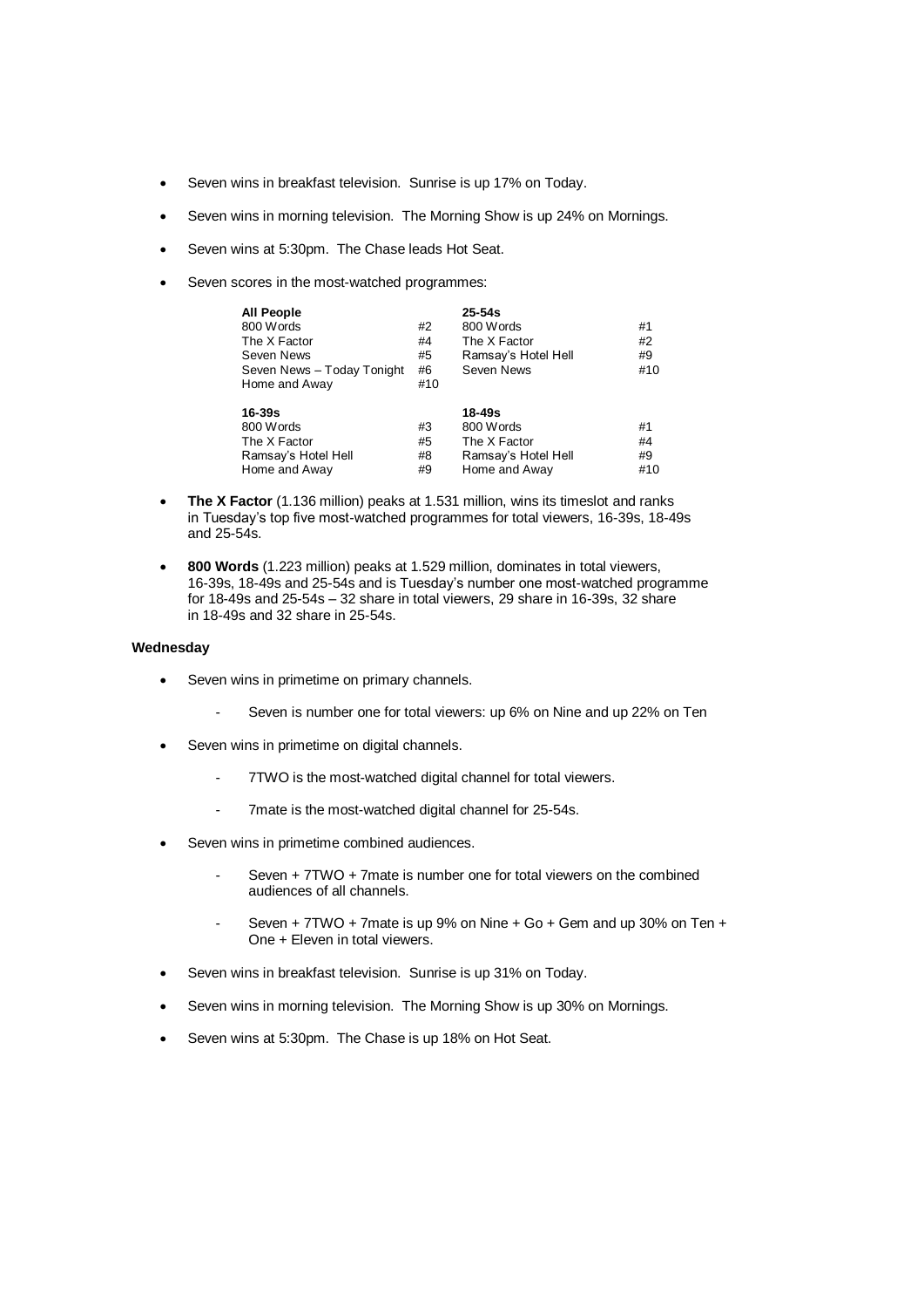- Seven wins in breakfast television. Sunrise is up 17% on Today.
- Seven wins in morning television. The Morning Show is up 24% on Mornings.
- Seven wins at 5:30pm. The Chase leads Hot Seat.
- Seven scores in the most-watched programmes:

| **All People** | | **25-54s** | |
|---|---|---|---|
| 800 Words | #2 | 800 Words | #1 |
| The X Factor | #4 | The X Factor | #2 |
| Seven News | #5 | Ramsay's Hotel Hell | #9 |
| Seven News – Today Tonight | #6 | Seven News | #10 |
| Home and Away | #10 | | |
| **16-39s** | | **18-49s** | |
| 800 Words | #3 | 800 Words | #1 |
| The X Factor | #5 | The X Factor | #4 |
| Ramsay's Hotel Hell | #8 | Ramsay's Hotel Hell | #9 |
| Home and Away | #9 | Home and Away | #10 |

- **The X Factor** (1.136 million) peaks at 1.531 million, wins its timeslot and ranks in Tuesday's top five most-watched programmes for total viewers, 16-39s, 18-49s and 25-54s.
- **800 Words** (1.223 million) peaks at 1.529 million, dominates in total viewers, 16-39s, 18-49s and 25-54s and is Tuesday's number one most-watched programme for 18-49s and 25-54s – 32 share in total viewers, 29 share in 16-39s, 32 share in 18-49s and 32 share in 25-54s.

**Wednesday**

- Seven wins in primetime on primary channels.
  - Seven is number one for total viewers: up 6% on Nine and up 22% on Ten
- Seven wins in primetime on digital channels.
  - 7TWO is the most-watched digital channel for total viewers.
  - 7mate is the most-watched digital channel for 25-54s.
- Seven wins in primetime combined audiences.
  - Seven + 7TWO + 7mate is number one for total viewers on the combined audiences of all channels.
  - Seven + 7TWO + 7mate is up 9% on Nine + Go + Gem and up 30% on Ten + One + Eleven in total viewers.
- Seven wins in breakfast television. Sunrise is up 31% on Today.
- Seven wins in morning television. The Morning Show is up 30% on Mornings.
- Seven wins at 5:30pm. The Chase is up 18% on Hot Seat.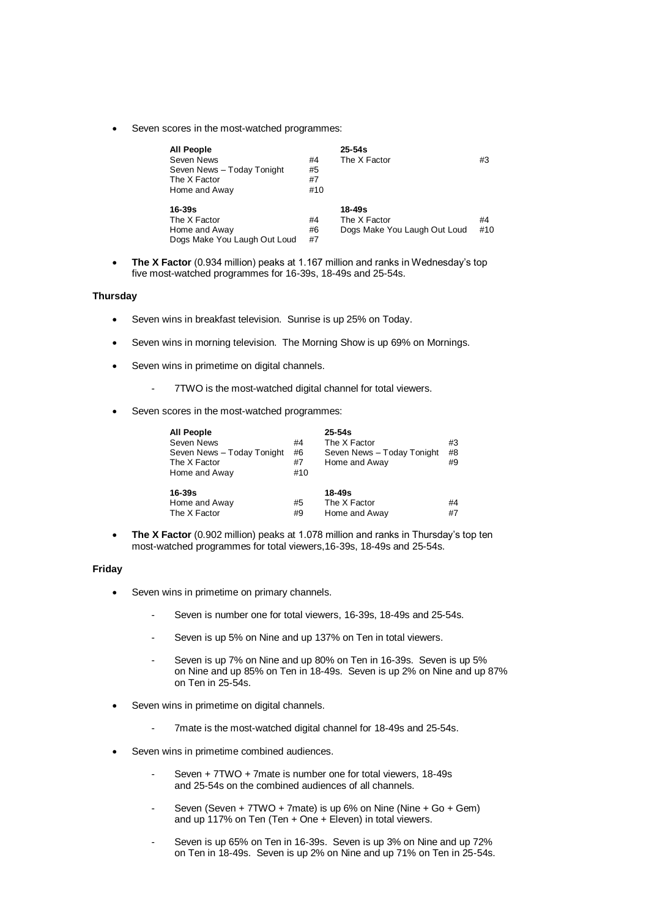- Seven scores in the most-watched programmes:

| All People | | 25-54s | |
|---|---|---|---|
| Seven News | #4 | The X Factor | #3 |
| Seven News – Today Tonight | #5 | | |
| The X Factor | #7 | | |
| Home and Away | #10 | | |
| **16-39s** | | **18-49s** | |
| The X Factor | #4 | The X Factor | #4 |
| Home and Away | #6 | Dogs Make You Laugh Out Loud | #10 |
| Dogs Make You Laugh Out Loud | #7 | | |

- **The X Factor** (0.934 million) peaks at 1.167 million and ranks in Wednesday's top five most-watched programmes for 16-39s, 18-49s and 25-54s.

### Thursday

- Seven wins in breakfast television. Sunrise is up 25% on Today.
- Seven wins in morning television. The Morning Show is up 69% on Mornings.
- Seven wins in primetime on digital channels.
  - 7TWO is the most-watched digital channel for total viewers.
- Seven scores in the most-watched programmes:

| All People | | 25-54s | |
|---|---|---|---|
| Seven News | #4 | The X Factor | #3 |
| Seven News – Today Tonight | #6 | Seven News – Today Tonight | #8 |
| The X Factor | #7 | Home and Away | #9 |
| Home and Away | #10 | | |
| **16-39s** | | **18-49s** | |
| Home and Away | #5 | The X Factor | #4 |
| The X Factor | #9 | Home and Away | #7 |

- **The X Factor** (0.902 million) peaks at 1.078 million and ranks in Thursday's top ten most-watched programmes for total viewers,16-39s, 18-49s and 25-54s.

### Friday

- Seven wins in primetime on primary channels.
  - Seven is number one for total viewers, 16-39s, 18-49s and 25-54s.
  - Seven is up 5% on Nine and up 137% on Ten in total viewers.
  - Seven is up 7% on Nine and up 80% on Ten in 16-39s. Seven is up 5% on Nine and up 85% on Ten in 18-49s. Seven is up 2% on Nine and up 87% on Ten in 25-54s.
- Seven wins in primetime on digital channels.
  - 7mate is the most-watched digital channel for 18-49s and 25-54s.
- Seven wins in primetime combined audiences.
  - Seven + 7TWO + 7mate is number one for total viewers, 18-49s and 25-54s on the combined audiences of all channels.
  - Seven (Seven + 7TWO + 7mate) is up 6% on Nine (Nine + Go + Gem) and up 117% on Ten (Ten + One + Eleven) in total viewers.
  - Seven is up 65% on Ten in 16-39s. Seven is up 3% on Nine and up 72% on Ten in 18-49s. Seven is up 2% on Nine and up 71% on Ten in 25-54s.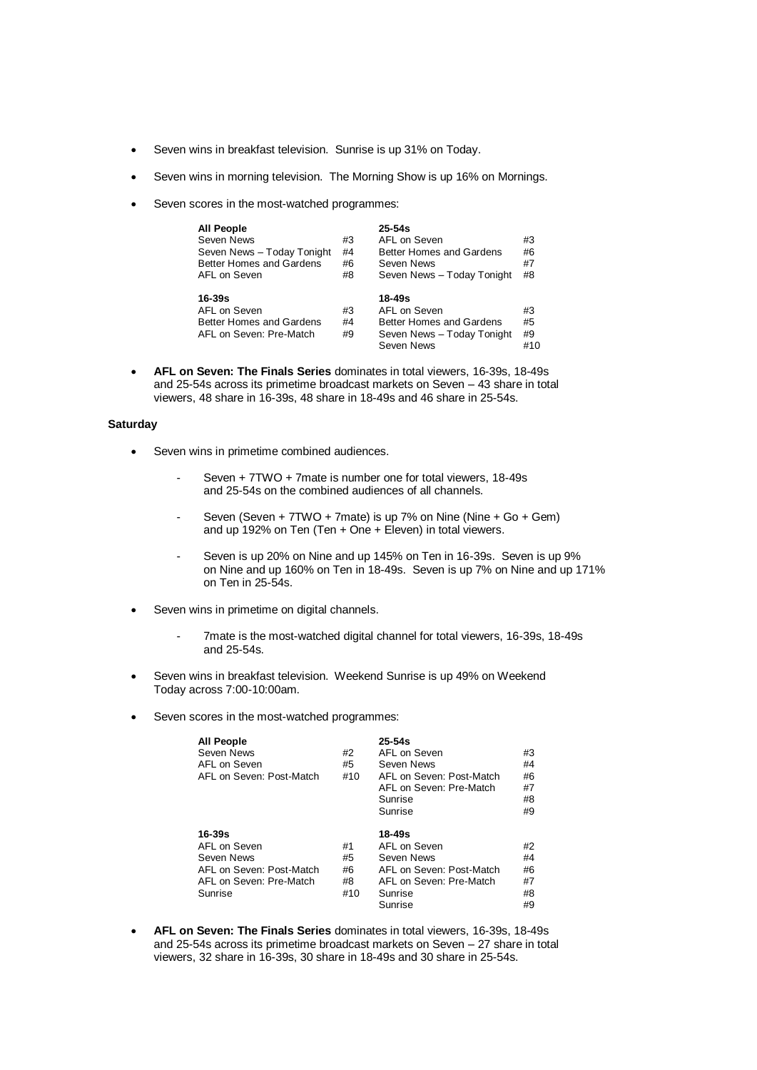- Seven wins in breakfast television. Sunrise is up 31% on Today.
- Seven wins in morning television. The Morning Show is up 16% on Mornings.
- Seven scores in the most-watched programmes:

| **All People** | | **25-54s** | |
|---|---|---|---|
| Seven News | #3 | AFL on Seven | #3 |
| Seven News – Today Tonight | #4 | Better Homes and Gardens | #6 |
| Better Homes and Gardens | #6 | Seven News | #7 |
| AFL on Seven | #8 | Seven News – Today Tonight | #8 |

| **16-39s** | | **18-49s** | |
|---|---|---|---|
| AFL on Seven | #3 | AFL on Seven | #3 |
| Better Homes and Gardens | #4 | Better Homes and Gardens | #5 |
| AFL on Seven: Pre-Match | #9 | Seven News – Today Tonight | #9 |
| | | Seven News | #10 |

- **AFL on Seven: The Finals Series** dominates in total viewers, 16-39s, 18-49s and 25-54s across its primetime broadcast markets on Seven – 43 share in total viewers, 48 share in 16-39s, 48 share in 18-49s and 46 share in 25-54s.

**Saturday**

- Seven wins in primetime combined audiences.
  - Seven + 7TWO + 7mate is number one for total viewers, 18-49s and 25-54s on the combined audiences of all channels.
  - Seven (Seven + 7TWO + 7mate) is up 7% on Nine (Nine + Go + Gem) and up 192% on Ten (Ten + One + Eleven) in total viewers.
  - Seven is up 20% on Nine and up 145% on Ten in 16-39s. Seven is up 9% on Nine and up 160% on Ten in 18-49s. Seven is up 7% on Nine and up 171% on Ten in 25-54s.
- Seven wins in primetime on digital channels.
  - 7mate is the most-watched digital channel for total viewers, 16-39s, 18-49s and 25-54s.
- Seven wins in breakfast television. Weekend Sunrise is up 49% on Weekend Today across 7:00-10:00am.
- Seven scores in the most-watched programmes:

| **All People** | | **25-54s** | |
|---|---|---|---|
| Seven News | #2 | AFL on Seven | #3 |
| AFL on Seven | #5 | Seven News | #4 |
| AFL on Seven: Post-Match | #10 | AFL on Seven: Post-Match | #6 |
| | | AFL on Seven: Pre-Match | #7 |
| | | Sunrise | #8 |
| | | Sunrise | #9 |

| **16-39s** | | **18-49s** | |
|---|---|---|---|
| AFL on Seven | #1 | AFL on Seven | #2 |
| Seven News | #5 | Seven News | #4 |
| AFL on Seven: Post-Match | #6 | AFL on Seven: Post-Match | #6 |
| AFL on Seven: Pre-Match | #8 | AFL on Seven: Pre-Match | #7 |
| Sunrise | #10 | Sunrise | #8 |
| | | Sunrise | #9 |

- **AFL on Seven: The Finals Series** dominates in total viewers, 16-39s, 18-49s and 25-54s across its primetime broadcast markets on Seven – 27 share in total viewers, 32 share in 16-39s, 30 share in 18-49s and 30 share in 25-54s.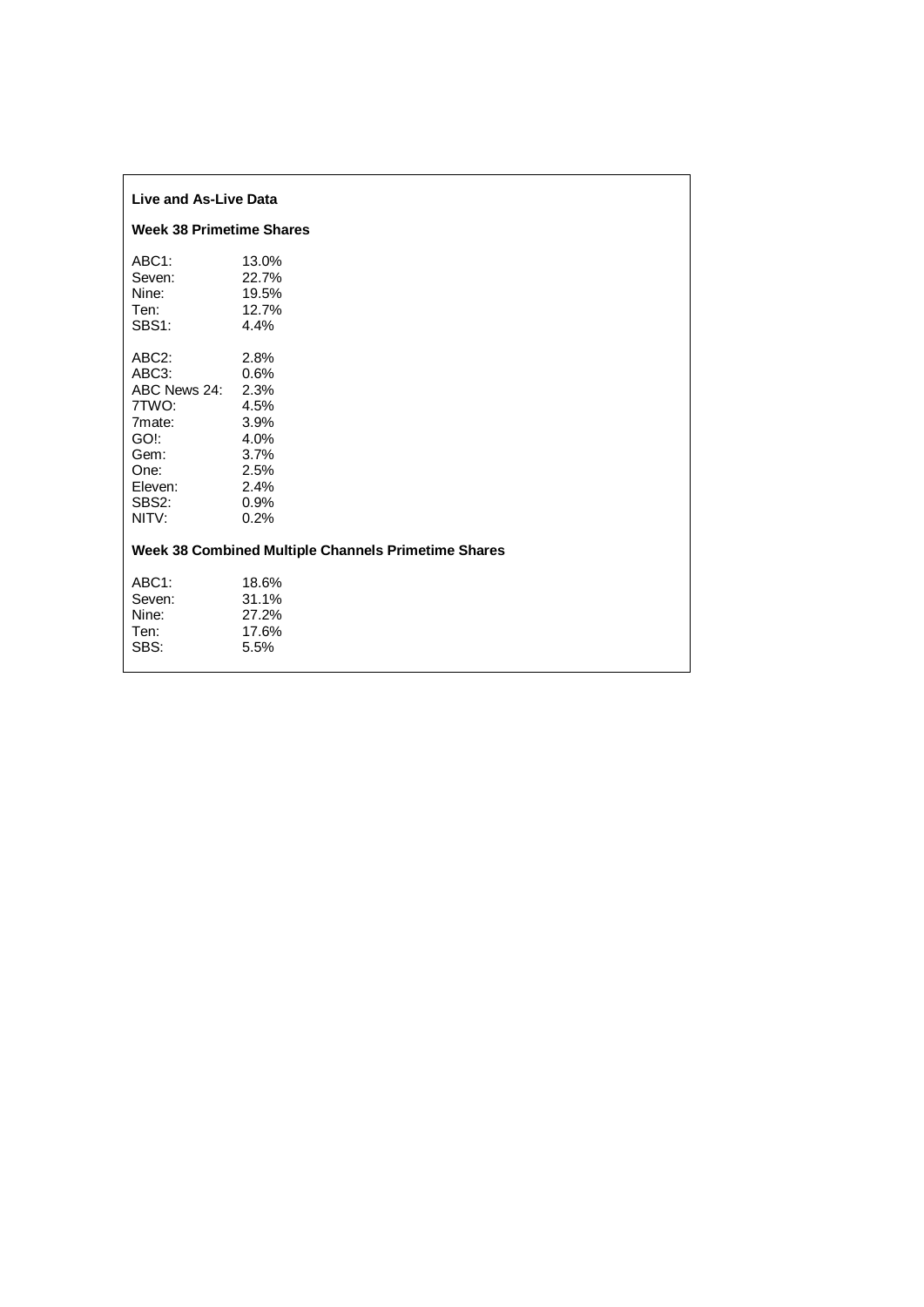**Live and As-Live Data**

**Week 38 Primetime Shares**

| | |
|---|---|
| ABC1: | 13.0% |
| Seven: | 22.7% |
| Nine: | 19.5% |
| Ten: | 12.7% |
| SBS1: | 4.4% |

| | |
|---|---|
| ABC2: | 2.8% |
| ABC3: | 0.6% |
| ABC News 24: | 2.3% |
| 7TWO: | 4.5% |
| 7mate: | 3.9% |
| GO!: | 4.0% |
| Gem: | 3.7% |
| One: | 2.5% |
| Eleven: | 2.4% |
| SBS2: | 0.9% |
| NITV: | 0.2% |

**Week 38 Combined Multiple Channels Primetime Shares**

| | |
|---|---|
| ABC1: | 18.6% |
| Seven: | 31.1% |
| Nine: | 27.2% |
| Ten: | 17.6% |
| SBS: | 5.5% |